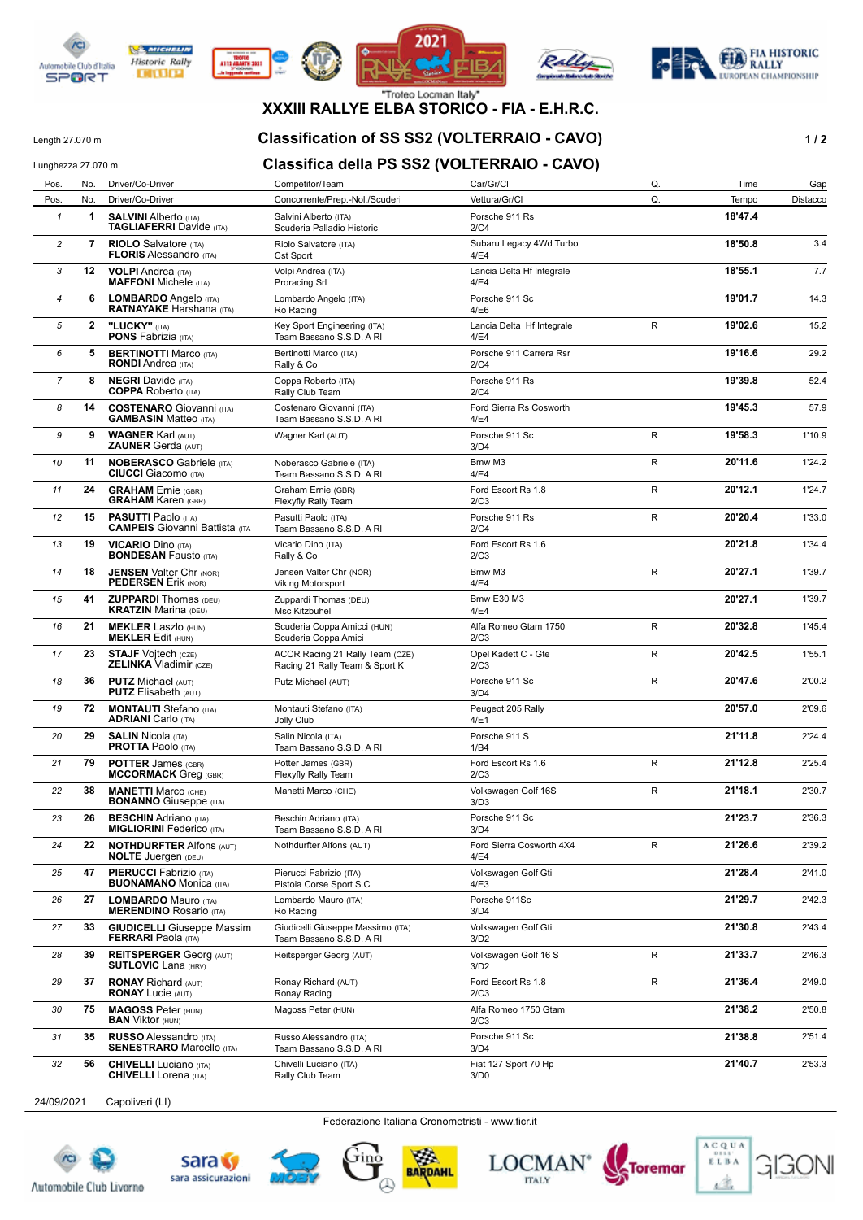"Trofeo Locman Italy"

# XXXIII RALLYE ELBA STORICO - FIA - E.H.R.C.

Length 27.070 m

## Classification of SS SS2 (VOLTERRAIO - CAVO)

Lunghezza 27.070 m

## Classifica della PS SS2 (VOLTERRAIO - CAVO)

| Pos. | No. | Driver/Co-Driver | Competitor/Team | Car/Gr/Cl | Q. | Time | Gap |
|---|---|---|---|---|---|---|---|
| Pos. | No. | Driver/Co-Driver | Concorrente/Prep.-Nol./Scuder | Vettura/Gr/Cl | Q. | Tempo | Distacco |
| 1 | 1 | **SALVINI** Alberto (ITA) **TAGLIAFERRI** Davide (ITA) | Salvini Alberto (ITA) Scuderia Palladio Historic | Porsche 911 Rs 2/C4 | | **18'47.4** | |
| 2 | 7 | **RIOLO** Salvatore (ITA) **FLORIS** Alessandro (ITA) | Riolo Salvatore (ITA) Cst Sport | Subaru Legacy 4Wd Turbo 4/E4 | | **18'50.8** | 3.4 |
| 3 | 12 | **VOLPI** Andrea (ITA) **MAFFONI** Michele (ITA) | Volpi Andrea (ITA) Proracing Srl | Lancia Delta Hf Integrale 4/E4 | | **18'55.1** | 7.7 |
| 4 | 6 | **LOMBARDO** Angelo (ITA) **RATNAYAKE** Harshana (ITA) | Lombardo Angelo (ITA) Ro Racing | Porsche 911 Sc 4/E6 | | **19'01.7** | 14.3 |
| 5 | 2 | **"LUCKY"** (ITA) **PONS** Fabrizia (ITA) | Key Sport Engineering (ITA) Team Bassano S.S.D. A Rl | Lancia Delta Hf Integrale 4/E4 | R | **19'02.6** | 15.2 |
| 6 | 5 | **BERTINOTTI** Marco (ITA) **RONDI** Andrea (ITA) | Bertinotti Marco (ITA) Rally & Co | Porsche 911 Carrera Rsr 2/C4 | | **19'16.6** | 29.2 |
| 7 | 8 | **NEGRI** Davide (ITA) **COPPA** Roberto (ITA) | Coppa Roberto (ITA) Rally Club Team | Porsche 911 Rs 2/C4 | | **19'39.8** | 52.4 |
| 8 | 14 | **COSTENARO** Giovanni (ITA) **GAMBASIN** Matteo (ITA) | Costenaro Giovanni (ITA) Team Bassano S.S.D. A Rl | Ford Sierra Rs Cosworth 4/E4 | | **19'45.3** | 57.9 |
| 9 | 9 | **WAGNER** Karl (AUT) **ZAUNER** Gerda (AUT) | Wagner Karl (AUT) | Porsche 911 Sc 3/D4 | R | **19'58.3** | 1'10.9 |
| 10 | 11 | **NOBERASCO** Gabriele (ITA) **CIUCCI** Giacomo (ITA) | Noberasco Gabriele (ITA) Team Bassano S.S.D. A Rl | Bmw M3 4/E4 | R | **20'11.6** | 1'24.2 |
| 11 | 24 | **GRAHAM** Ernie (GBR) **GRAHAM** Karen (GBR) | Graham Ernie (GBR) Flexyfly Rally Team | Ford Escort Rs 1.8 2/C3 | R | **20'12.1** | 1'24.7 |
| 12 | 15 | **PASUTTI** Paolo (ITA) **CAMPEIS** Giovanni Battista (ITA) | Pasutti Paolo (ITA) Team Bassano S.S.D. A Rl | Porsche 911 Rs 2/C4 | R | **20'20.4** | 1'33.0 |
| 13 | 19 | **VICARIO** Dino (ITA) **BONDESAN** Fausto (ITA) | Vicario Dino (ITA) Rally & Co | Ford Escort Rs 1.6 2/C3 | | **20'21.8** | 1'34.4 |
| 14 | 18 | **JENSEN** Valter Chr (NOR) **PEDERSEN** Erik (NOR) | Jensen Valter Chr (NOR) Viking Motorsport | Bmw M3 4/E4 | R | **20'27.1** | 1'39.7 |
| 15 | 41 | **ZUPPARDI** Thomas (DEU) **KRATZIN** Marina (DEU) | Zuppardi Thomas (DEU) Msc Kitzbuhel | Bmw E30 M3 4/E4 | | **20'27.1** | 1'39.7 |
| 16 | 21 | **MEKLER** Laszlo (HUN) **MEKLER** Edit (HUN) | Scuderia Coppa Amici (HUN) Scuderia Coppa Amici | Alfa Romeo Gtam 1750 2/C3 | R | **20'32.8** | 1'45.4 |
| 17 | 23 | **STAJF** Vojtech (CZE) **ZELINKA** Vladimir (CZE) | ACCR Racing 21 Rally Team (CZE) Racing 21 Rally Team & Sport K | Opel Kadett C - Gte 2/C3 | R | **20'42.5** | 1'55.1 |
| 18 | 36 | **PUTZ** Michael (AUT) **PUTZ** Elisabeth (AUT) | Putz Michael (AUT) | Porsche 911 Sc 3/D4 | R | **20'47.6** | 2'00.2 |
| 19 | 72 | **MONTAUTI** Stefano (ITA) **ADRIANI** Carlo (ITA) | Montauti Stefano (ITA) Jolly Club | Peugeot 205 Rally 4/E1 | | **20'57.0** | 2'09.6 |
| 20 | 29 | **SALIN** Nicola (ITA) **PROTTA** Paolo (ITA) | Salin Nicola (ITA) Team Bassano S.S.D. A Rl | Porsche 911 S 1/B4 | | **21'11.8** | 2'24.4 |
| 21 | 79 | **POTTER** James (GBR) **MCCORMACK** Greg (GBR) | Potter James (GBR) Flexyfly Rally Team | Ford Escort Rs 1.6 2/C3 | R | **21'12.8** | 2'25.4 |
| 22 | 38 | **MANETTI** Marco (CHE) **BONANNO** Giuseppe (ITA) | Manetti Marco (CHE) | Volkswagen Golf 16S 3/D3 | R | **21'18.1** | 2'30.7 |
| 23 | 26 | **BESCHIN** Adriano (ITA) **MIGLIORINI** Federico (ITA) | Beschin Adriano (ITA) Team Bassano S.S.D. A Rl | Porsche 911 Sc 3/D4 | | **21'23.7** | 2'36.3 |
| 24 | 22 | **NOTHDURFTER** Alfons (AUT) **NOLTE** Juergen (DEU) | Nothdurfter Alfons (AUT) | Ford Sierra Cosworth 4X4 4/E4 | R | **21'26.6** | 2'39.2 |
| 25 | 47 | **PIERUCCI** Fabrizio (ITA) **BUONAMANO** Monica (ITA) | Pierucci Fabrizio (ITA) Pistoia Corse Sport S.C | Volkswagen Golf Gti 4/E3 | | **21'28.4** | 2'41.0 |
| 26 | 27 | **LOMBARDO** Mauro (ITA) **MERENDINO** Rosario (ITA) | Lombardo Mauro (ITA) Ro Racing | Porsche 911Sc 3/D4 | | **21'29.7** | 2'42.3 |
| 27 | 33 | **GIUDICELLI** Giuseppe Massim **FERRARI** Paola (ITA) | Giudicelli Giuseppe Massimo (ITA) Team Bassano S.S.D. A Rl | Volkswagen Golf Gti 3/D2 | | **21'30.8** | 2'43.4 |
| 28 | 39 | **REITSPERGER** Georg (AUT) **SUTLOVIC** Lana (HRV) | Reitsperger Georg (AUT) | Volkswagen Golf 16 S 3/D2 | R | **21'33.7** | 2'46.3 |
| 29 | 37 | **RONAY** Richard (AUT) **RONAY** Lucie (AUT) | Ronay Richard (AUT) Ronay Racing | Ford Escort Rs 1.8 2/C3 | R | **21'36.4** | 2'49.0 |
| 30 | 75 | **MAGOSS** Peter (HUN) **BAN** Viktor (HUN) | Magoss Peter (HUN) | Alfa Romeo 1750 Gtam 2/C3 | | **21'38.2** | 2'50.8 |
| 31 | 35 | **RUSSO** Alessandro (ITA) **SENESTRARO** Marcello (ITA) | Russo Alessandro (ITA) Team Bassano S.S.D. A Rl | Porsche 911 Sc 3/D4 | | **21'38.8** | 2'51.4 |
| 32 | 56 | **CHIVELLI** Luciano (ITA) **CHIVELLI** Lorena (ITA) | Chivelli Luciano (ITA) Rally Club Team | Fiat 127 Sport 70 Hp 3/D0 | | **21'40.7** | 2'53.3 |

24/09/2021 Capoliveri (LI)

Federazione Italiana Cronometristi - www.ficr.it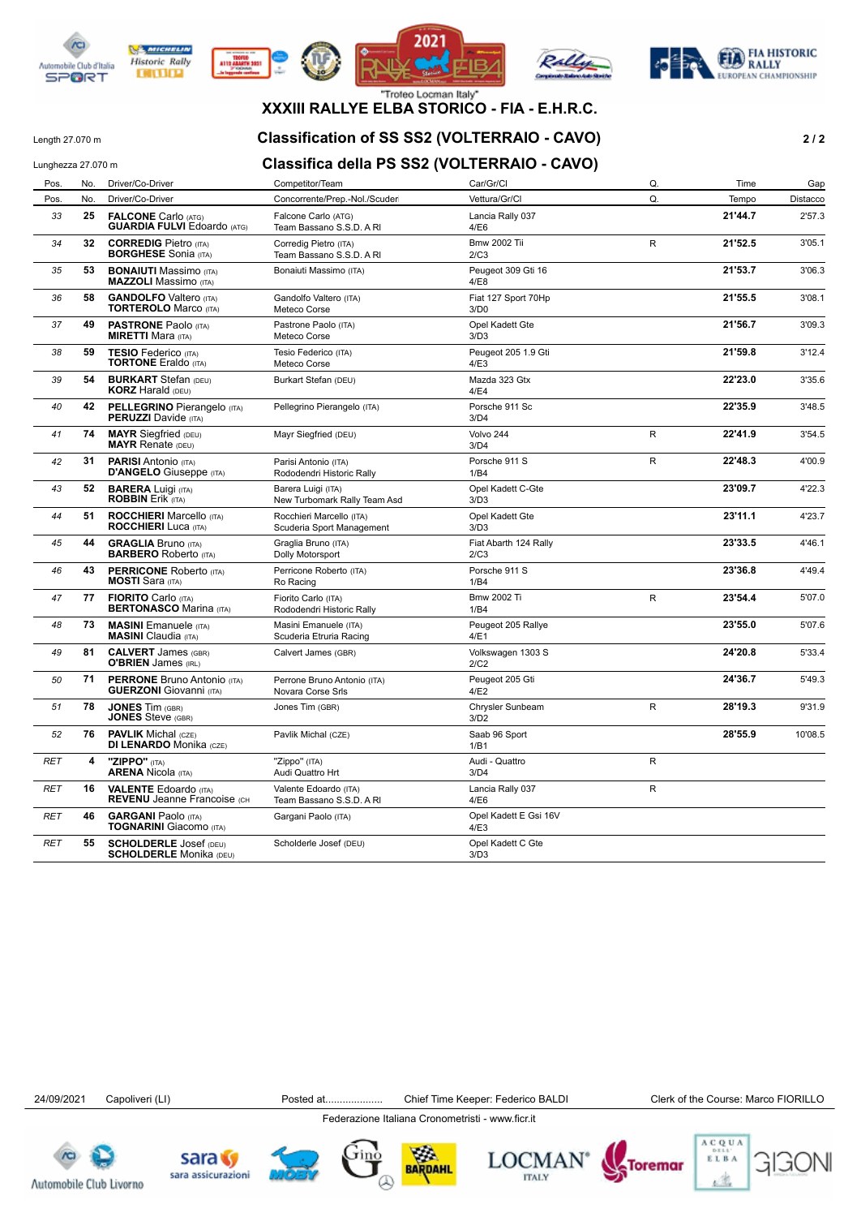"Trofeo Locman Italy"

# XXXIII RALLYE ELBA STORICO - FIA - E.H.R.C.

Length 27.070 m

## Classification of SS SS2 (VOLTERRAIO - CAVO)

Lunghezza 27.070 m

## Classifica della PS SS2 (VOLTERRAIO - CAVO)

| Pos. | No. | Driver/Co-Driver | Competitor/Team | Car/Gr/Cl | Q. | Time | Gap |
|---|---|---|---|---|---|---|---|
| Pos. | No. | Driver/Co-Driver | Concorrente/Prep.-Nol./Scuder | Vettura/Gr/Cl | Q. | Tempo | Distacco |
| 33 | 25 | **FALCONE** Carlo (ATG) **GUARDIA FULVI** Edoardo (ATG) | Falcone Carlo (ATG) Team Bassano S.S.D. A Rl | Lancia Rally 037 4/E6 | | **21'44.7** | 2'57.3 |
| 34 | 32 | **CORREDIG** Pietro (ITA) **BORGHESE** Sonia (ITA) | Corredig Pietro (ITA) Team Bassano S.S.D. A Rl | Bmw 2002 Tii 2/C3 | R | **21'52.5** | 3'05.1 |
| 35 | 53 | **BONAIUTI** Massimo (ITA) **MAZZOLI** Massimo (ITA) | Bonaiuti Massimo (ITA) | Peugeot 309 Gti 16 4/E8 | | **21'53.7** | 3'06.3 |
| 36 | 58 | **GANDOLFO** Valtero (ITA) **TORTEROLO** Marco (ITA) | Gandolfo Valtero (ITA) Meteco Corse | Fiat 127 Sport 70Hp 3/D0 | | **21'55.5** | 3'08.1 |
| 37 | 49 | **PASTRONE** Paolo (ITA) **MIRETTI** Mara (ITA) | Pastrone Paolo (ITA) Meteco Corse | Opel Kadett Gte 3/D3 | | **21'56.7** | 3'09.3 |
| 38 | 59 | **TESIO** Federico (ITA) **TORTONE** Eraldo (ITA) | Tesio Federico (ITA) Meteco Corse | Peugeot 205 1.9 Gti 4/E3 | | **21'59.8** | 3'12.4 |
| 39 | 54 | **BURKART** Stefan (DEU) **KORZ** Harald (DEU) | Burkart Stefan (DEU) | Mazda 323 Gtx 4/E4 | | **22'23.0** | 3'35.6 |
| 40 | 42 | **PELLEGRINO** Pierangelo (ITA) **PERUZZI** Davide (ITA) | Pellegrino Pierangelo (ITA) | Porsche 911 Sc 3/D4 | | **22'35.9** | 3'48.5 |
| 41 | 74 | **MAYR** Siegfried (DEU) **MAYR** Renate (DEU) | Mayr Siegfried (DEU) | Volvo 244 3/D4 | R | **22'41.9** | 3'54.5 |
| 42 | 31 | **PARISI** Antonio (ITA) **D'ANGELO** Giuseppe (ITA) | Parisi Antonio (ITA) Rododendri Historic Rally | Porsche 911 S 1/B4 | R | **22'48.3** | 4'00.9 |
| 43 | 52 | **BARERA** Luigi (ITA) **ROBBIN** Erik (ITA) | Barera Luigi (ITA) New Turbomark Rally Team Asd | Opel Kadett C-Gte 3/D3 | | **23'09.7** | 4'22.3 |
| 44 | 51 | **ROCCHIERI** Marcello (ITA) **ROCCHIERI** Luca (ITA) | Rocchieri Marcello (ITA) Scuderia Sport Management | Opel Kadett Gte 3/D3 | | **23'11.1** | 4'23.7 |
| 45 | 44 | **GRAGLIA** Bruno (ITA) **BARBERO** Roberto (ITA) | Graglia Bruno (ITA) Dolly Motorsport | Fiat Abarth 124 Rally 2/C3 | | **23'33.5** | 4'46.1 |
| 46 | 43 | **PERRICONE** Roberto (ITA) **MOSTI** Sara (ITA) | Perricone Roberto (ITA) Ro Racing | Porsche 911 S 1/B4 | | **23'36.8** | 4'49.4 |
| 47 | 77 | **FIORITO** Carlo (ITA) **BERTONASCO** Marina (ITA) | Fiorito Carlo (ITA) Rododendri Historic Rally | Bmw 2002 Ti 1/B4 | R | **23'54.4** | 5'07.0 |
| 48 | 73 | **MASINI** Emanuele (ITA) **MASINI** Claudia (ITA) | Masini Emanuele (ITA) Scuderia Etruria Racing | Peugeot 205 Rallye 4/E1 | | **23'55.0** | 5'07.6 |
| 49 | 81 | **CALVERT** James (GBR) **O'BRIEN** James (IRL) | Calvert James (GBR) | Volkswagen 1303 S 2/C2 | | **24'20.8** | 5'33.4 |
| 50 | 71 | **PERRONE** Bruno Antonio (ITA) **GUERZONI** Giovanni (ITA) | Perrone Bruno Antonio (ITA) Novara Corse Srls | Peugeot 205 Gti 4/E2 | | **24'36.7** | 5'49.3 |
| 51 | 78 | **JONES** Tim (GBR) **JONES** Steve (GBR) | Jones Tim (GBR) | Chrysler Sunbeam 3/D2 | R | **28'19.3** | 9'31.9 |
| 52 | 76 | **PAVLIK** Michal (CZE) **DI LENARDO** Monika (CZE) | Pavlik Michal (CZE) | Saab 96 Sport 1/B1 | | **28'55.9** | 10'08.5 |
| RET | 4 | **"ZIPPO"** (ITA) **ARENA** Nicola (ITA) | "Zippo" (ITA) Audi Quattro Hrt | Audi - Quattro 3/D4 | R | | |
| RET | 16 | **VALENTE** Edoardo (ITA) **REVENU** Jeanne Francoise (CH | Valente Edoardo (ITA) Team Bassano S.S.D. A Rl | Lancia Rally 037 4/E6 | R | | |
| RET | 46 | **GARGANI** Paolo (ITA) **TOGNARINI** Giacomo (ITA) | Gargani Paolo (ITA) | Opel Kadett E Gsi 16V 4/E3 | | | |
| RET | 55 | **SCHOLDERLE** Josef (DEU) **SCHOLDERLE** Monika (DEU) | Scholderle Josef (DEU) | Opel Kadett C Gte 3/D3 | | | |

24/09/2021 Capoliveri (LI) Posted at.................... Chief Time Keeper: Federico BALDI Clerk of the Course: Marco FIORILLO

Federazione Italiana Cronometristi - www.ficr.it